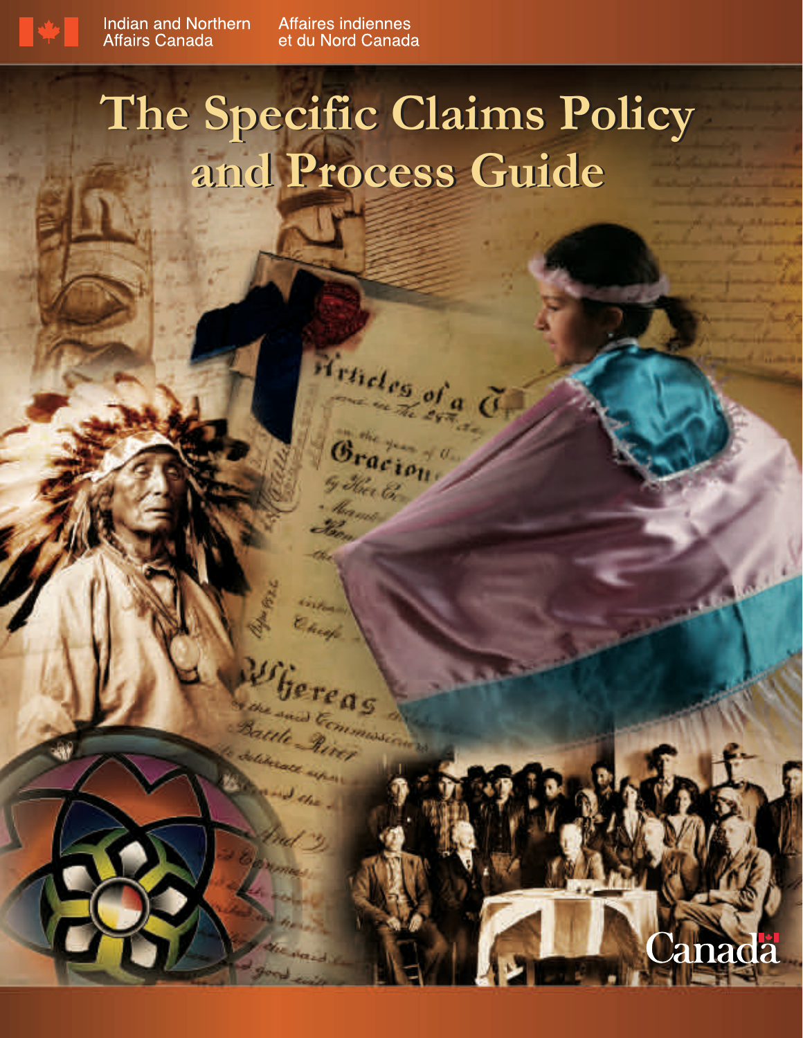Indian and Northern Affairs Canada

Affaires indiennes et du Nord Canada

# The Specific Claims Policy and Process Guide

Canada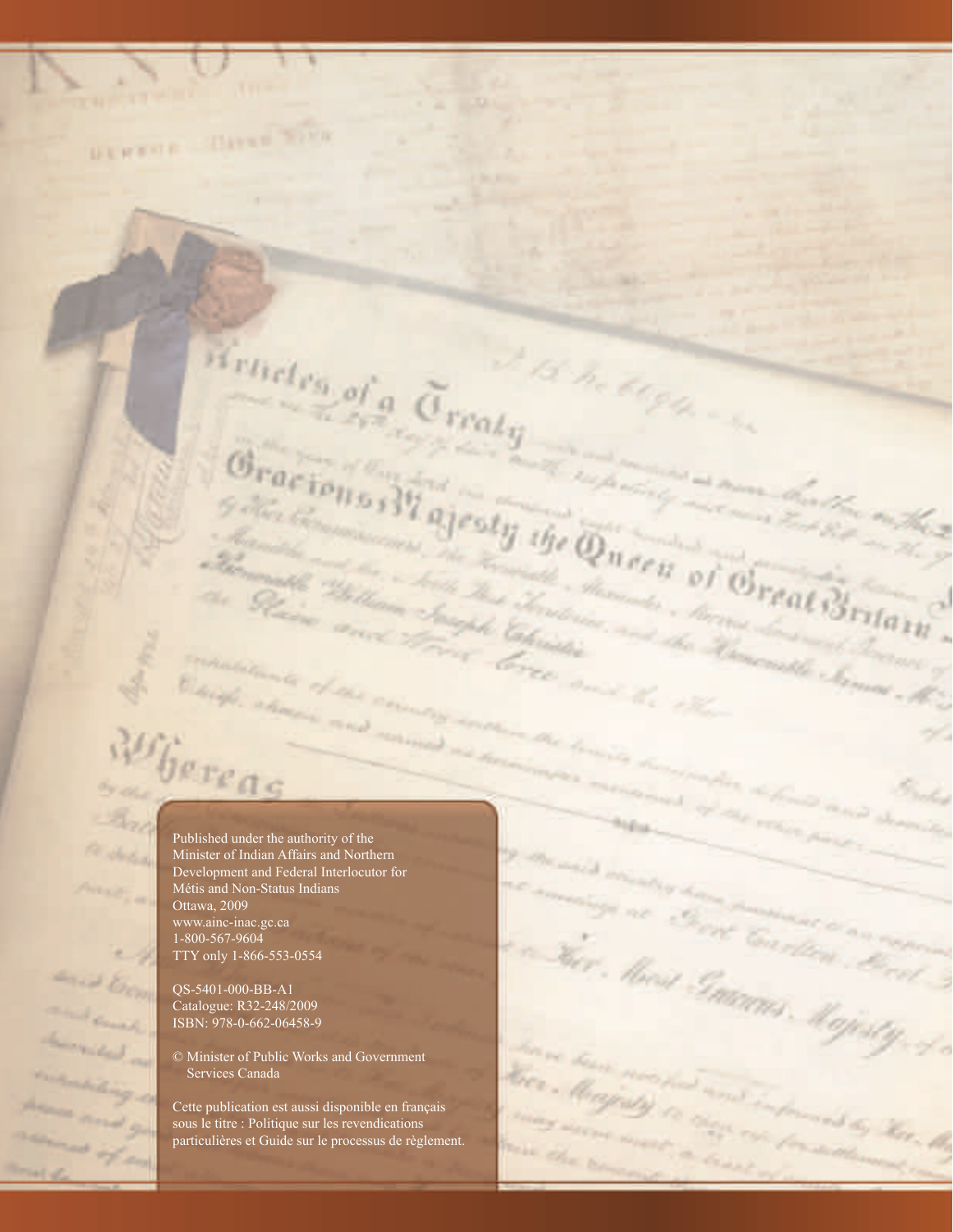Published under the authority of the Minister of Indian Affairs and Northern Development and Federal Interlocutor for Métis and Non-Status Indians
Ottawa, 2009
www.ainc-inac.gc.ca
1-800-567-9604
TTY only 1-866-553-0554

QS-5401-000-BB-A1
Catalogue: R32-248/2009
ISBN: 978-0-662-06458-9

© Minister of Public Works and Government Services Canada

Cette publication est aussi disponible en français sous le titre : Politique sur les revendications particulières et Guide sur le processus de règlement.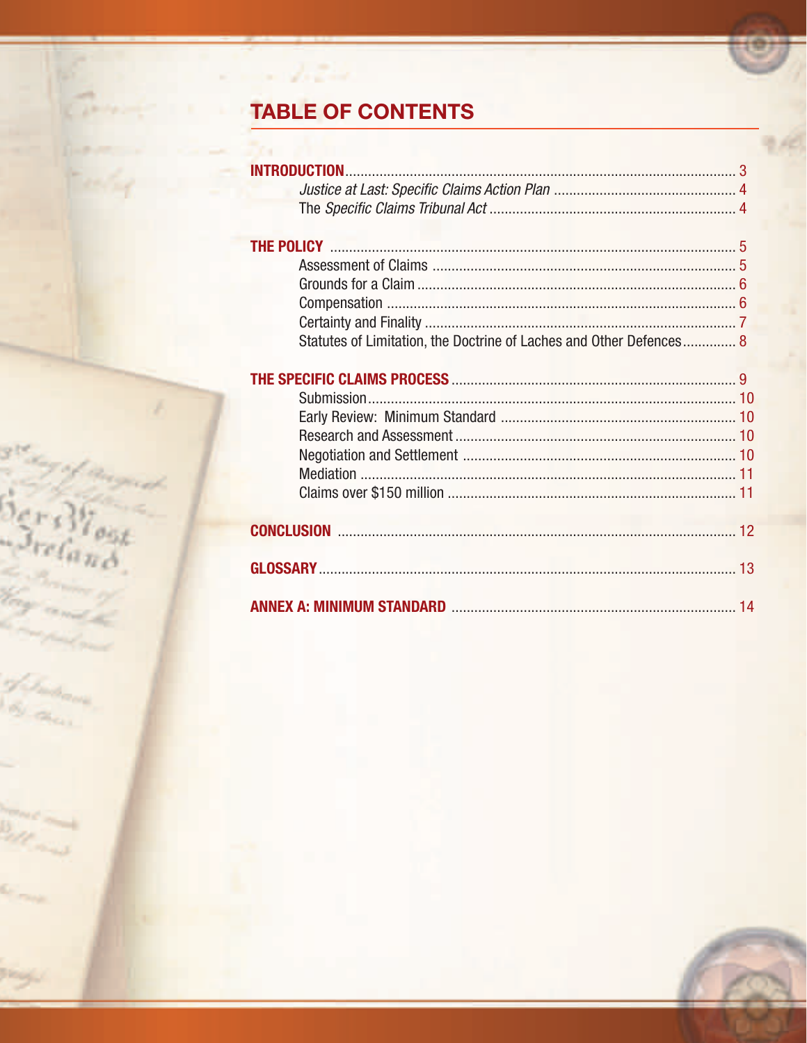# TABLE OF CONTENTS

**INTRODUCTION** ........................................................................................................ 3

- *Justice at Last: Specific Claims Action Plan* ................................................ 4
- The *Specific Claims Tribunal Act* ................................................................. 4

**THE POLICY** ........................................................................................................... 5

- Assessment of Claims ................................................................................. 5
- Grounds for a Claim .................................................................................... 6
- Compensation ............................................................................................. 6
- Certainty and Finality .................................................................................. 7
- Statutes of Limitation, the Doctrine of Laches and Other Defences .............. 8

**THE SPECIFIC CLAIMS PROCESS** ........................................................................... 9

- Submission ................................................................................................. 10
- Early Review: Minimum Standard .............................................................. 10
- Research and Assessment .......................................................................... 10
- Negotiation and Settlement ........................................................................ 10
- Mediation ................................................................................................... 11
- Claims over $150 million ............................................................................ 11

**CONCLUSION** ......................................................................................................... 12

**GLOSSARY** ............................................................................................................. 13

**ANNEX A: MINIMUM STANDARD** ........................................................................... 14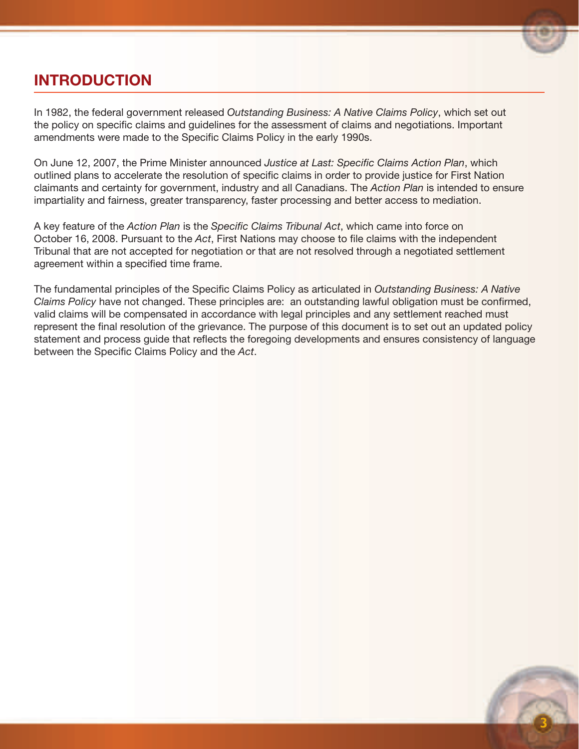# INTRODUCTION

In 1982, the federal government released *Outstanding Business: A Native Claims Policy*, which set out the policy on specific claims and guidelines for the assessment of claims and negotiations. Important amendments were made to the Specific Claims Policy in the early 1990s.

On June 12, 2007, the Prime Minister announced *Justice at Last: Specific Claims Action Plan*, which outlined plans to accelerate the resolution of specific claims in order to provide justice for First Nation claimants and certainty for government, industry and all Canadians. The *Action Plan* is intended to ensure impartiality and fairness, greater transparency, faster processing and better access to mediation.

A key feature of the *Action Plan* is the *Specific Claims Tribunal Act*, which came into force on October 16, 2008. Pursuant to the *Act*, First Nations may choose to file claims with the independent Tribunal that are not accepted for negotiation or that are not resolved through a negotiated settlement agreement within a specified time frame.

The fundamental principles of the Specific Claims Policy as articulated in *Outstanding Business: A Native Claims Policy* have not changed. These principles are: an outstanding lawful obligation must be confirmed, valid claims will be compensated in accordance with legal principles and any settlement reached must represent the final resolution of the grievance. The purpose of this document is to set out an updated policy statement and process guide that reflects the foregoing developments and ensures consistency of language between the Specific Claims Policy and the *Act*.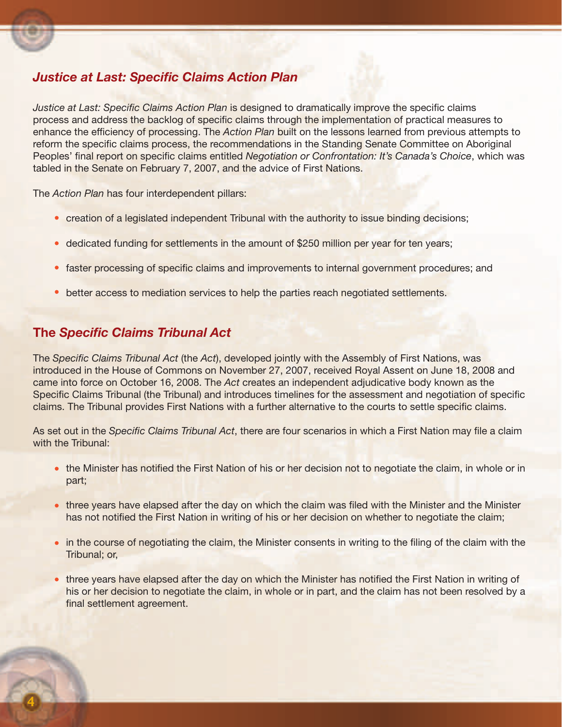## *Justice at Last: Specific Claims Action Plan*

*Justice at Last: Specific Claims Action Plan* is designed to dramatically improve the specific claims process and address the backlog of specific claims through the implementation of practical measures to enhance the efficiency of processing. The *Action Plan* built on the lessons learned from previous attempts to reform the specific claims process, the recommendations in the Standing Senate Committee on Aboriginal Peoples' final report on specific claims entitled *Negotiation or Confrontation: It's Canada's Choice*, which was tabled in the Senate on February 7, 2007, and the advice of First Nations.

The *Action Plan* has four interdependent pillars:

- creation of a legislated independent Tribunal with the authority to issue binding decisions;
- dedicated funding for settlements in the amount of $250 million per year for ten years;
- faster processing of specific claims and improvements to internal government procedures; and
- better access to mediation services to help the parties reach negotiated settlements.

## The *Specific Claims Tribunal Act*

The *Specific Claims Tribunal Act* (the *Act*), developed jointly with the Assembly of First Nations, was introduced in the House of Commons on November 27, 2007, received Royal Assent on June 18, 2008 and came into force on October 16, 2008. The *Act* creates an independent adjudicative body known as the Specific Claims Tribunal (the Tribunal) and introduces timelines for the assessment and negotiation of specific claims. The Tribunal provides First Nations with a further alternative to the courts to settle specific claims.

As set out in the *Specific Claims Tribunal Act*, there are four scenarios in which a First Nation may file a claim with the Tribunal:

- the Minister has notified the First Nation of his or her decision not to negotiate the claim, in whole or in part;
- three years have elapsed after the day on which the claim was filed with the Minister and the Minister has not notified the First Nation in writing of his or her decision on whether to negotiate the claim;
- in the course of negotiating the claim, the Minister consents in writing to the filing of the claim with the Tribunal; or,
- three years have elapsed after the day on which the Minister has notified the First Nation in writing of his or her decision to negotiate the claim, in whole or in part, and the claim has not been resolved by a final settlement agreement.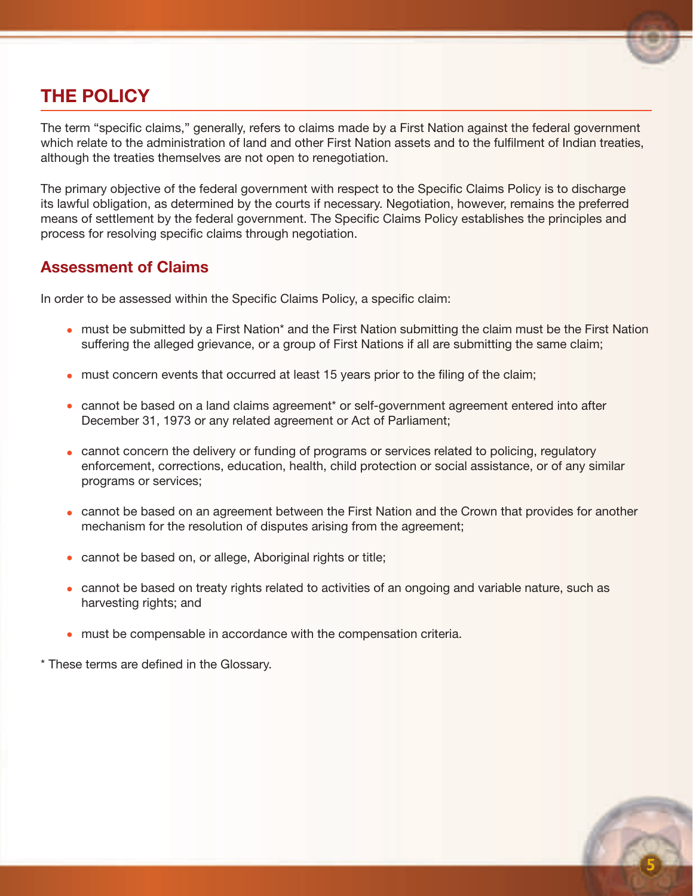## THE POLICY

The term "specific claims," generally, refers to claims made by a First Nation against the federal government which relate to the administration of land and other First Nation assets and to the fulfilment of Indian treaties, although the treaties themselves are not open to renegotiation.

The primary objective of the federal government with respect to the Specific Claims Policy is to discharge its lawful obligation, as determined by the courts if necessary. Negotiation, however, remains the preferred means of settlement by the federal government. The Specific Claims Policy establishes the principles and process for resolving specific claims through negotiation.

### Assessment of Claims

In order to be assessed within the Specific Claims Policy, a specific claim:

- must be submitted by a First Nation* and the First Nation submitting the claim must be the First Nation suffering the alleged grievance, or a group of First Nations if all are submitting the same claim;
- must concern events that occurred at least 15 years prior to the filing of the claim;
- cannot be based on a land claims agreement* or self-government agreement entered into after December 31, 1973 or any related agreement or Act of Parliament;
- cannot concern the delivery or funding of programs or services related to policing, regulatory enforcement, corrections, education, health, child protection or social assistance, or of any similar programs or services;
- cannot be based on an agreement between the First Nation and the Crown that provides for another mechanism for the resolution of disputes arising from the agreement;
- cannot be based on, or allege, Aboriginal rights or title;
- cannot be based on treaty rights related to activities of an ongoing and variable nature, such as harvesting rights; and
- must be compensable in accordance with the compensation criteria.

* These terms are defined in the Glossary.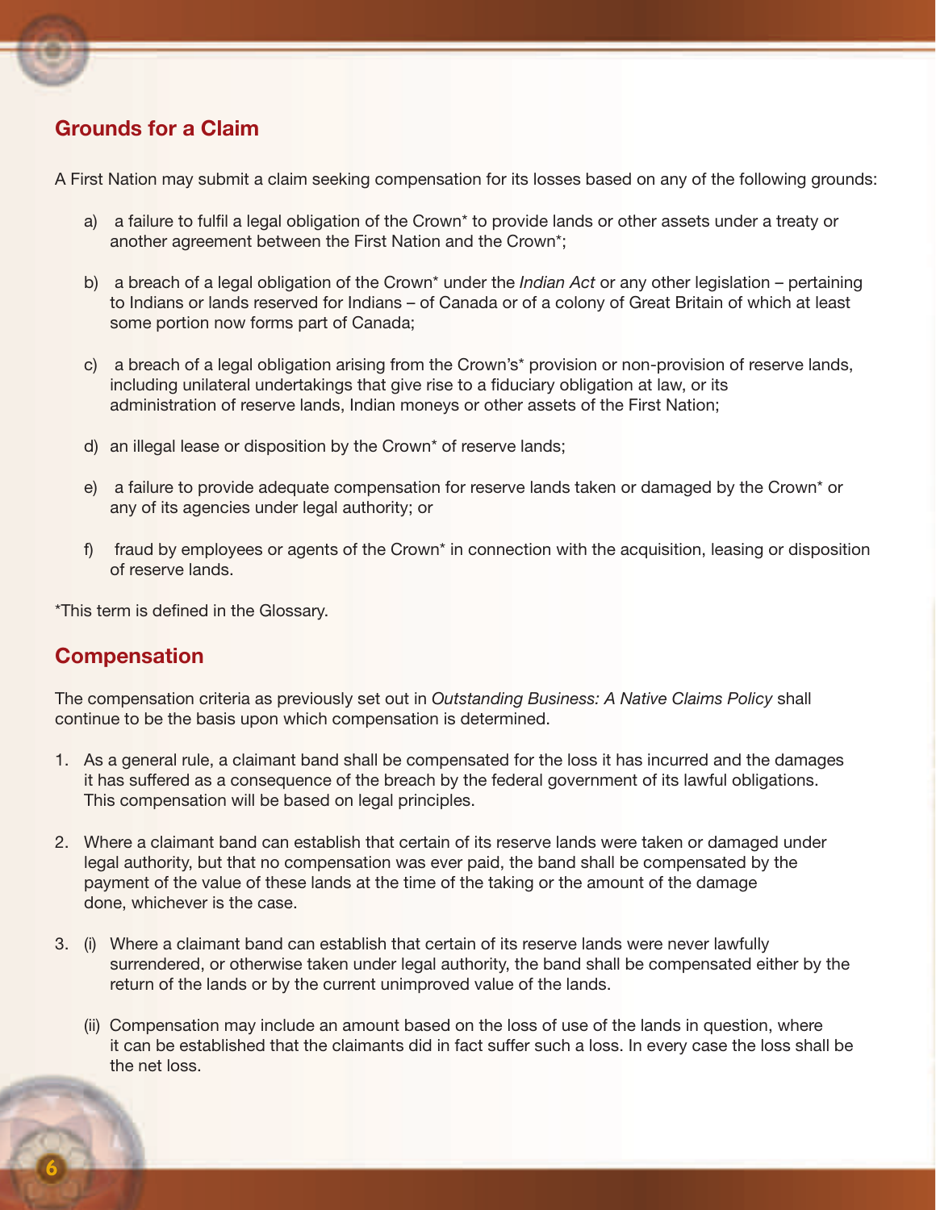## Grounds for a Claim

A First Nation may submit a claim seeking compensation for its losses based on any of the following grounds:

a) a failure to fulfil a legal obligation of the Crown* to provide lands or other assets under a treaty or another agreement between the First Nation and the Crown*;

b) a breach of a legal obligation of the Crown* under the *Indian Act* or any other legislation – pertaining to Indians or lands reserved for Indians – of Canada or of a colony of Great Britain of which at least some portion now forms part of Canada;

c) a breach of a legal obligation arising from the Crown's* provision or non-provision of reserve lands, including unilateral undertakings that give rise to a fiduciary obligation at law, or its administration of reserve lands, Indian moneys or other assets of the First Nation;

d) an illegal lease or disposition by the Crown* of reserve lands;

e) a failure to provide adequate compensation for reserve lands taken or damaged by the Crown* or any of its agencies under legal authority; or

f) fraud by employees or agents of the Crown* in connection with the acquisition, leasing or disposition of reserve lands.

*This term is defined in the Glossary.

## Compensation

The compensation criteria as previously set out in *Outstanding Business: A Native Claims Policy* shall continue to be the basis upon which compensation is determined.

1. As a general rule, a claimant band shall be compensated for the loss it has incurred and the damages it has suffered as a consequence of the breach by the federal government of its lawful obligations. This compensation will be based on legal principles.

2. Where a claimant band can establish that certain of its reserve lands were taken or damaged under legal authority, but that no compensation was ever paid, the band shall be compensated by the payment of the value of these lands at the time of the taking or the amount of the damage done, whichever is the case.

3. (i) Where a claimant band can establish that certain of its reserve lands were never lawfully surrendered, or otherwise taken under legal authority, the band shall be compensated either by the return of the lands or by the current unimproved value of the lands.

   (ii) Compensation may include an amount based on the loss of use of the lands in question, where it can be established that the claimants did in fact suffer such a loss. In every case the loss shall be the net loss.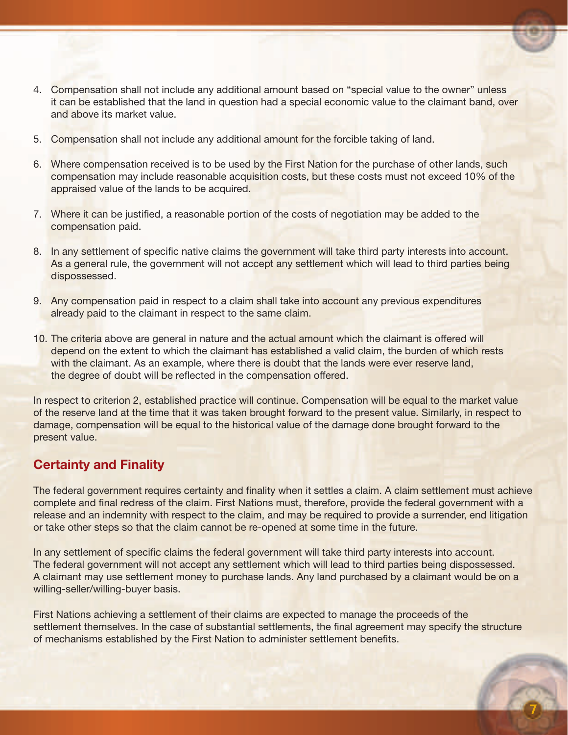4. Compensation shall not include any additional amount based on "special value to the owner" unless it can be established that the land in question had a special economic value to the claimant band, over and above its market value.

5. Compensation shall not include any additional amount for the forcible taking of land.

6. Where compensation received is to be used by the First Nation for the purchase of other lands, such compensation may include reasonable acquisition costs, but these costs must not exceed 10% of the appraised value of the lands to be acquired.

7. Where it can be justified, a reasonable portion of the costs of negotiation may be added to the compensation paid.

8. In any settlement of specific native claims the government will take third party interests into account. As a general rule, the government will not accept any settlement which will lead to third parties being dispossessed.

9. Any compensation paid in respect to a claim shall take into account any previous expenditures already paid to the claimant in respect to the same claim.

10. The criteria above are general in nature and the actual amount which the claimant is offered will depend on the extent to which the claimant has established a valid claim, the burden of which rests with the claimant. As an example, where there is doubt that the lands were ever reserve land, the degree of doubt will be reflected in the compensation offered.

In respect to criterion 2, established practice will continue. Compensation will be equal to the market value of the reserve land at the time that it was taken brought forward to the present value. Similarly, in respect to damage, compensation will be equal to the historical value of the damage done brought forward to the present value.

## Certainty and Finality

The federal government requires certainty and finality when it settles a claim. A claim settlement must achieve complete and final redress of the claim. First Nations must, therefore, provide the federal government with a release and an indemnity with respect to the claim, and may be required to provide a surrender, end litigation or take other steps so that the claim cannot be re-opened at some time in the future.

In any settlement of specific claims the federal government will take third party interests into account. The federal government will not accept any settlement which will lead to third parties being dispossessed. A claimant may use settlement money to purchase lands. Any land purchased by a claimant would be on a willing-seller/willing-buyer basis.

First Nations achieving a settlement of their claims are expected to manage the proceeds of the settlement themselves. In the case of substantial settlements, the final agreement may specify the structure of mechanisms established by the First Nation to administer settlement benefits.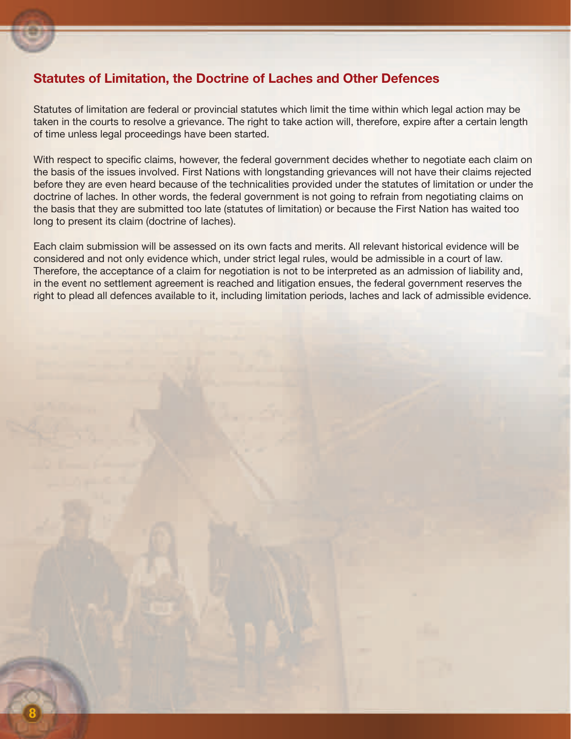## Statutes of Limitation, the Doctrine of Laches and Other Defences

Statutes of limitation are federal or provincial statutes which limit the time within which legal action may be taken in the courts to resolve a grievance. The right to take action will, therefore, expire after a certain length of time unless legal proceedings have been started.

With respect to specific claims, however, the federal government decides whether to negotiate each claim on the basis of the issues involved. First Nations with longstanding grievances will not have their claims rejected before they are even heard because of the technicalities provided under the statutes of limitation or under the doctrine of laches. In other words, the federal government is not going to refrain from negotiating claims on the basis that they are submitted too late (statutes of limitation) or because the First Nation has waited too long to present its claim (doctrine of laches).

Each claim submission will be assessed on its own facts and merits. All relevant historical evidence will be considered and not only evidence which, under strict legal rules, would be admissible in a court of law. Therefore, the acceptance of a claim for negotiation is not to be interpreted as an admission of liability and, in the event no settlement agreement is reached and litigation ensues, the federal government reserves the right to plead all defences available to it, including limitation periods, laches and lack of admissible evidence.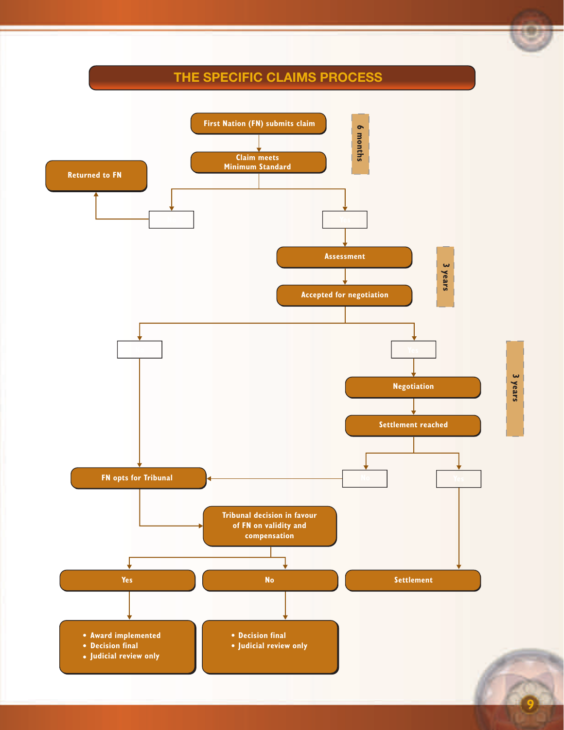# THE SPECIFIC CLAIMS PROCESS

First Nation (FN) submits claim

Claim meets Minimum Standard

6 months

No → Returned to FN

Yes → Assessment

Accepted for negotiation

3 years

No → FN opts for Tribunal

Yes → Negotiation

Settlement reached

3 years

No → FN opts for Tribunal

Yes → Settlement

FN opts for Tribunal → Tribunal decision in favour of FN on validity and compensation

Yes

- Award implemented
- Decision final
- Judicial review only

No

- Decision final
- Judicial review only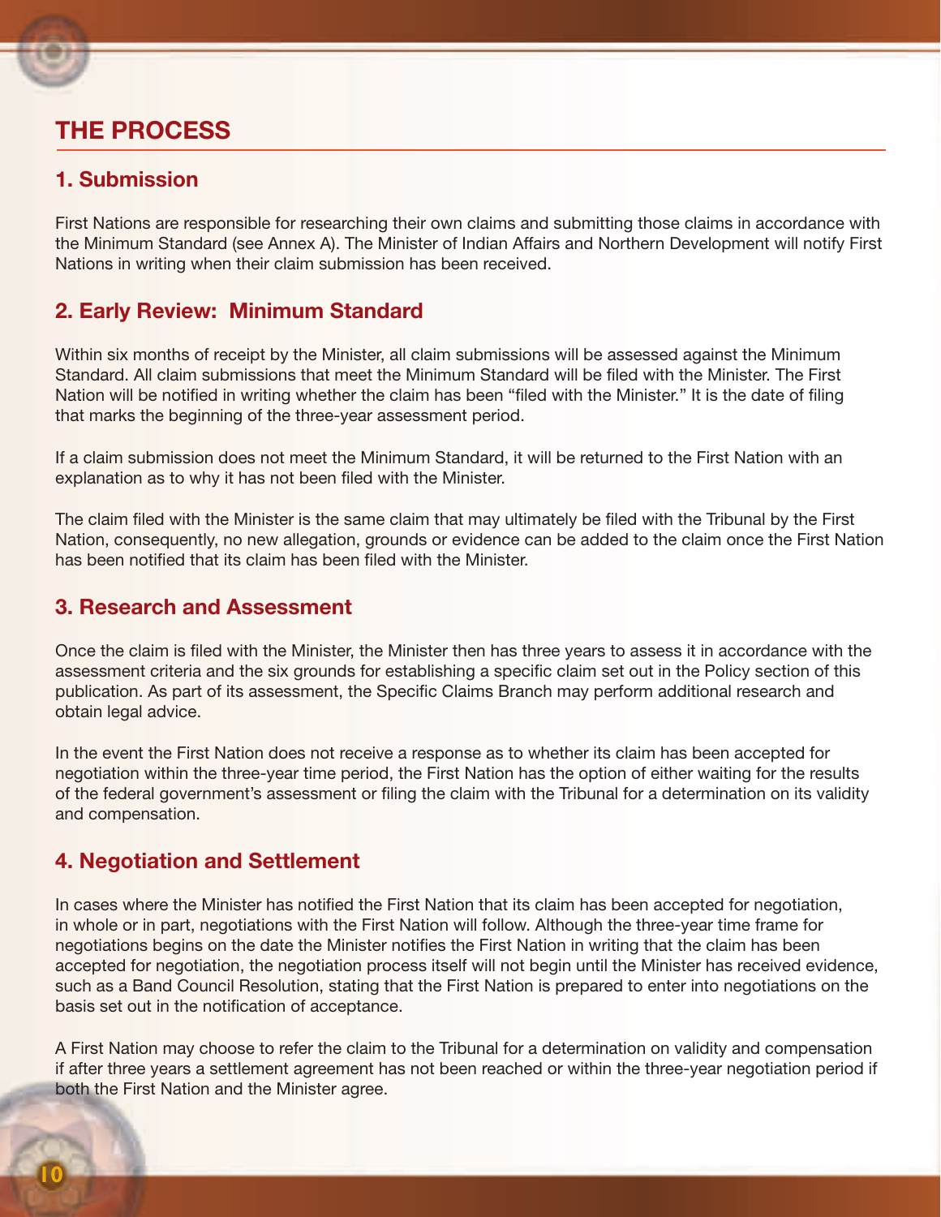# THE PROCESS

## 1. Submission

First Nations are responsible for researching their own claims and submitting those claims in accordance with the Minimum Standard (see Annex A). The Minister of Indian Affairs and Northern Development will notify First Nations in writing when their claim submission has been received.

## 2. Early Review: Minimum Standard

Within six months of receipt by the Minister, all claim submissions will be assessed against the Minimum Standard. All claim submissions that meet the Minimum Standard will be filed with the Minister. The First Nation will be notified in writing whether the claim has been "filed with the Minister." It is the date of filing that marks the beginning of the three-year assessment period.

If a claim submission does not meet the Minimum Standard, it will be returned to the First Nation with an explanation as to why it has not been filed with the Minister.

The claim filed with the Minister is the same claim that may ultimately be filed with the Tribunal by the First Nation, consequently, no new allegation, grounds or evidence can be added to the claim once the First Nation has been notified that its claim has been filed with the Minister.

## 3. Research and Assessment

Once the claim is filed with the Minister, the Minister then has three years to assess it in accordance with the assessment criteria and the six grounds for establishing a specific claim set out in the Policy section of this publication. As part of its assessment, the Specific Claims Branch may perform additional research and obtain legal advice.

In the event the First Nation does not receive a response as to whether its claim has been accepted for negotiation within the three-year time period, the First Nation has the option of either waiting for the results of the federal government's assessment or filing the claim with the Tribunal for a determination on its validity and compensation.

## 4. Negotiation and Settlement

In cases where the Minister has notified the First Nation that its claim has been accepted for negotiation, in whole or in part, negotiations with the First Nation will follow. Although the three-year time frame for negotiations begins on the date the Minister notifies the First Nation in writing that the claim has been accepted for negotiation, the negotiation process itself will not begin until the Minister has received evidence, such as a Band Council Resolution, stating that the First Nation is prepared to enter into negotiations on the basis set out in the notification of acceptance.

A First Nation may choose to refer the claim to the Tribunal for a determination on validity and compensation if after three years a settlement agreement has not been reached or within the three-year negotiation period if both the First Nation and the Minister agree.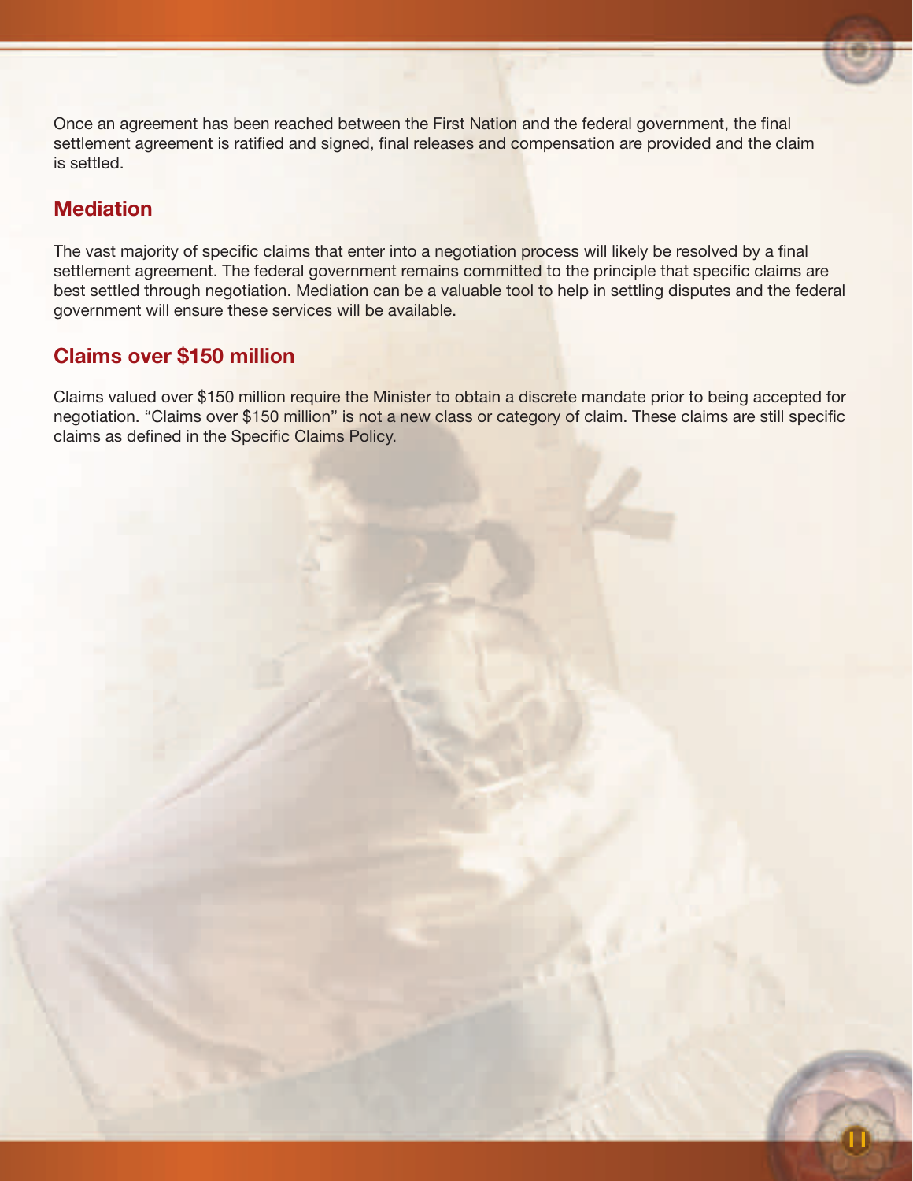Once an agreement has been reached between the First Nation and the federal government, the final settlement agreement is ratified and signed, final releases and compensation are provided and the claim is settled.

## Mediation

The vast majority of specific claims that enter into a negotiation process will likely be resolved by a final settlement agreement. The federal government remains committed to the principle that specific claims are best settled through negotiation. Mediation can be a valuable tool to help in settling disputes and the federal government will ensure these services will be available.

## Claims over $150 million

Claims valued over $150 million require the Minister to obtain a discrete mandate prior to being accepted for negotiation. "Claims over $150 million" is not a new class or category of claim. These claims are still specific claims as defined in the Specific Claims Policy.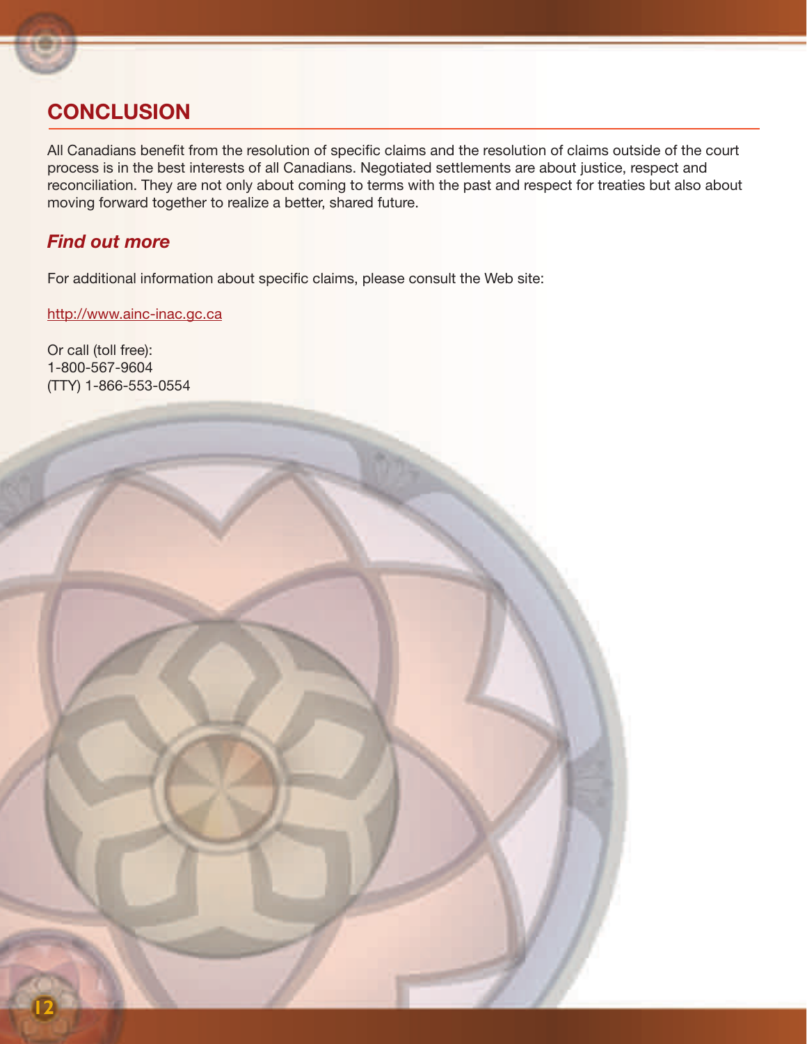## CONCLUSION

All Canadians benefit from the resolution of specific claims and the resolution of claims outside of the court process is in the best interests of all Canadians. Negotiated settlements are about justice, respect and reconciliation. They are not only about coming to terms with the past and respect for treaties but also about moving forward together to realize a better, shared future.

### *Find out more*

For additional information about specific claims, please consult the Web site:

http://www.ainc-inac.gc.ca

Or call (toll free):
1-800-567-9604
(TTY) 1-866-553-0554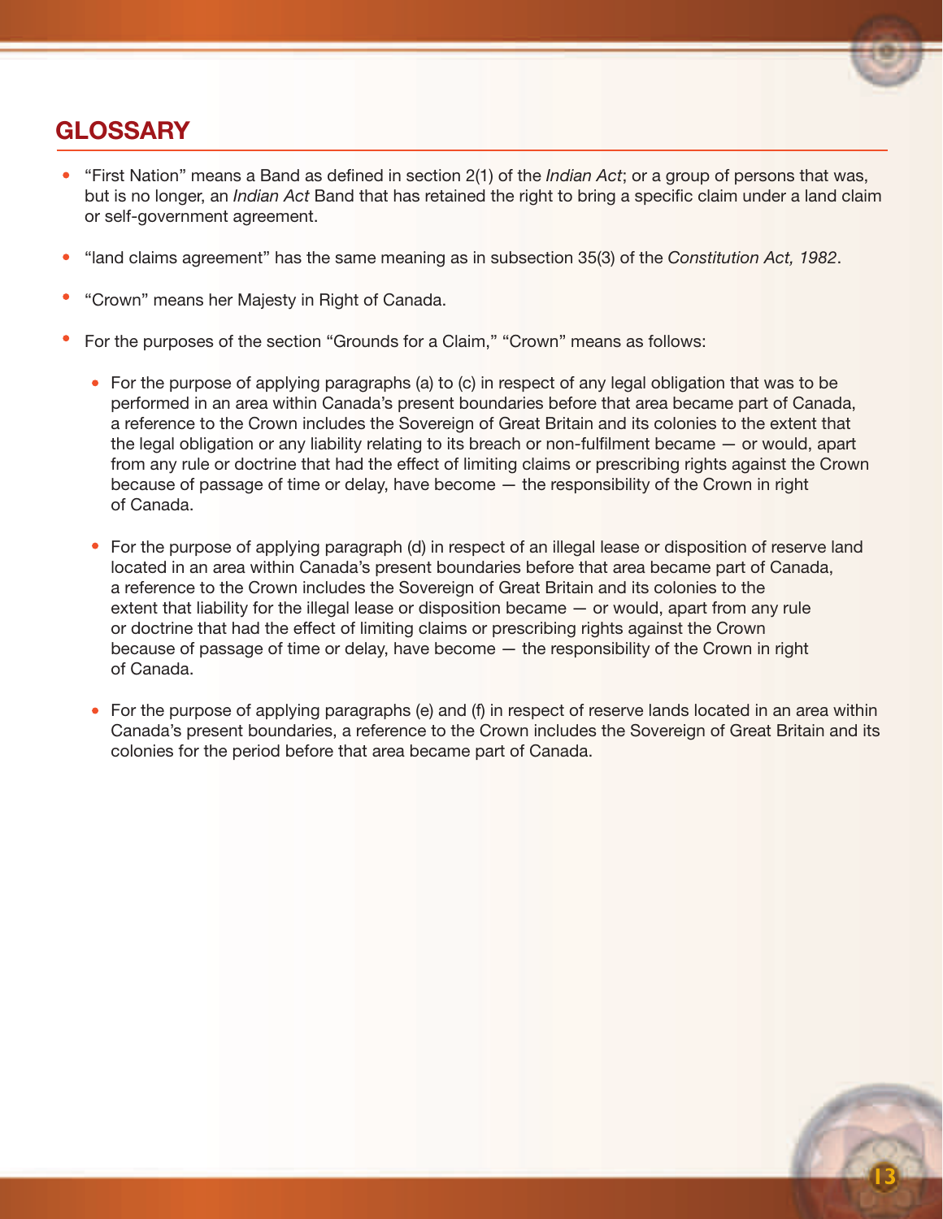## GLOSSARY

- "First Nation" means a Band as defined in section 2(1) of the *Indian Act*; or a group of persons that was, but is no longer, an *Indian Act* Band that has retained the right to bring a specific claim under a land claim or self-government agreement.
- "land claims agreement" has the same meaning as in subsection 35(3) of the *Constitution Act, 1982*.
- "Crown" means her Majesty in Right of Canada.
- For the purposes of the section "Grounds for a Claim," "Crown" means as follows:
  - For the purpose of applying paragraphs (a) to (c) in respect of any legal obligation that was to be performed in an area within Canada's present boundaries before that area became part of Canada, a reference to the Crown includes the Sovereign of Great Britain and its colonies to the extent that the legal obligation or any liability relating to its breach or non-fulfilment became — or would, apart from any rule or doctrine that had the effect of limiting claims or prescribing rights against the Crown because of passage of time or delay, have become — the responsibility of the Crown in right of Canada.
  - For the purpose of applying paragraph (d) in respect of an illegal lease or disposition of reserve land located in an area within Canada's present boundaries before that area became part of Canada, a reference to the Crown includes the Sovereign of Great Britain and its colonies to the extent that liability for the illegal lease or disposition became — or would, apart from any rule or doctrine that had the effect of limiting claims or prescribing rights against the Crown because of passage of time or delay, have become — the responsibility of the Crown in right of Canada.
  - For the purpose of applying paragraphs (e) and (f) in respect of reserve lands located in an area within Canada's present boundaries, a reference to the Crown includes the Sovereign of Great Britain and its colonies for the period before that area became part of Canada.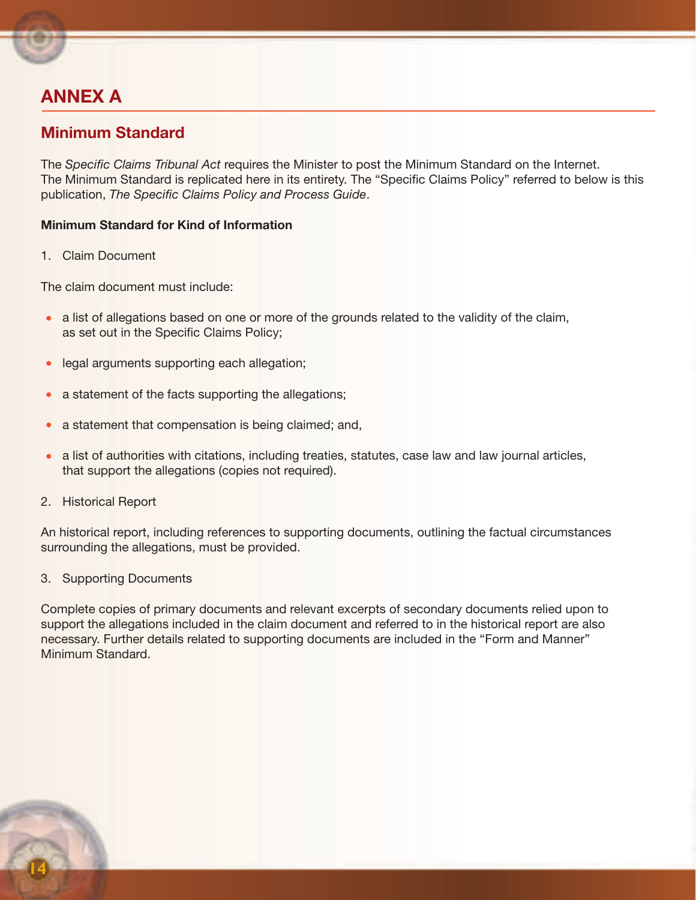## ANNEX A

### Minimum Standard

The *Specific Claims Tribunal Act* requires the Minister to post the Minimum Standard on the Internet. The Minimum Standard is replicated here in its entirety. The “Specific Claims Policy” referred to below is this publication, *The Specific Claims Policy and Process Guide*.

**Minimum Standard for Kind of Information**

1. Claim Document

The claim document must include:

- a list of allegations based on one or more of the grounds related to the validity of the claim, as set out in the Specific Claims Policy;
- legal arguments supporting each allegation;
- a statement of the facts supporting the allegations;
- a statement that compensation is being claimed; and,
- a list of authorities with citations, including treaties, statutes, case law and law journal articles, that support the allegations (copies not required).

2. Historical Report

An historical report, including references to supporting documents, outlining the factual circumstances surrounding the allegations, must be provided.

3. Supporting Documents

Complete copies of primary documents and relevant excerpts of secondary documents relied upon to support the allegations included in the claim document and referred to in the historical report are also necessary. Further details related to supporting documents are included in the “Form and Manner” Minimum Standard.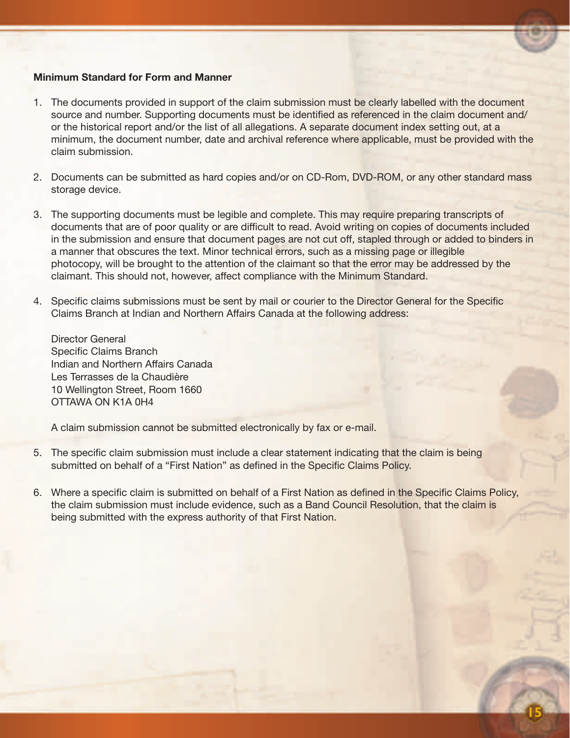**Minimum Standard for Form and Manner**

1. The documents provided in support of the claim submission must be clearly labelled with the document source and number. Supporting documents must be identified as referenced in the claim document and/or the historical report and/or the list of all allegations. A separate document index setting out, at a minimum, the document number, date and archival reference where applicable, must be provided with the claim submission.

2. Documents can be submitted as hard copies and/or on CD-Rom, DVD-ROM, or any other standard mass storage device.

3. The supporting documents must be legible and complete. This may require preparing transcripts of documents that are of poor quality or are difficult to read. Avoid writing on copies of documents included in the submission and ensure that document pages are not cut off, stapled through or added to binders in a manner that obscures the text. Minor technical errors, such as a missing page or illegible photocopy, will be brought to the attention of the claimant so that the error may be addressed by the claimant. This should not, however, affect compliance with the Minimum Standard.

4. Specific claims submissions must be sent by mail or courier to the Director General for the Specific Claims Branch at Indian and Northern Affairs Canada at the following address:

   Director General
   Specific Claims Branch
   Indian and Northern Affairs Canada
   Les Terrasses de la Chaudière
   10 Wellington Street, Room 1660
   OTTAWA ON K1A 0H4

   A claim submission cannot be submitted electronically by fax or e-mail.

5. The specific claim submission must include a clear statement indicating that the claim is being submitted on behalf of a "First Nation" as defined in the Specific Claims Policy.

6. Where a specific claim is submitted on behalf of a First Nation as defined in the Specific Claims Policy, the claim submission must include evidence, such as a Band Council Resolution, that the claim is being submitted with the express authority of that First Nation.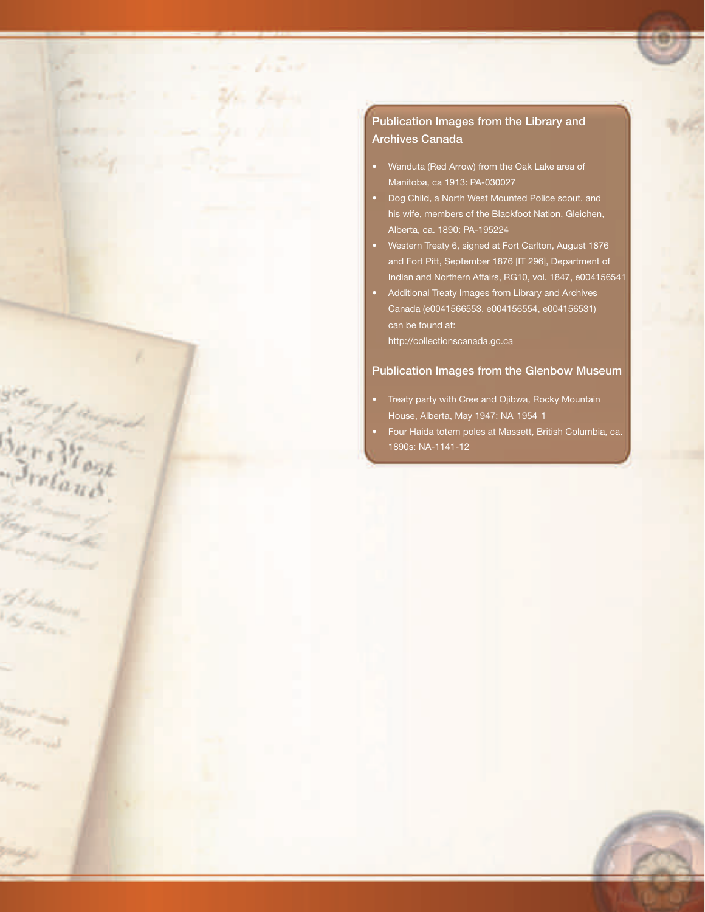## Publication Images from the Library and Archives Canada

- Wanduta (Red Arrow) from the Oak Lake area of Manitoba, ca 1913: PA-030027
- Dog Child, a North West Mounted Police scout, and his wife, members of the Blackfoot Nation, Gleichen, Alberta, ca. 1890: PA-195224
- Western Treaty 6, signed at Fort Carlton, August 1876 and Fort Pitt, September 1876 [IT 296], Department of Indian and Northern Affairs, RG10, vol. 1847, e004156541
- Additional Treaty Images from Library and Archives Canada (e0041566553, e004156554, e004156531) can be found at: http://collectionscanada.gc.ca

## Publication Images from the Glenbow Museum

- Treaty party with Cree and Ojibwa, Rocky Mountain House, Alberta, May 1947: NA 1954 1
- Four Haida totem poles at Massett, British Columbia, ca. 1890s: NA-1141-12